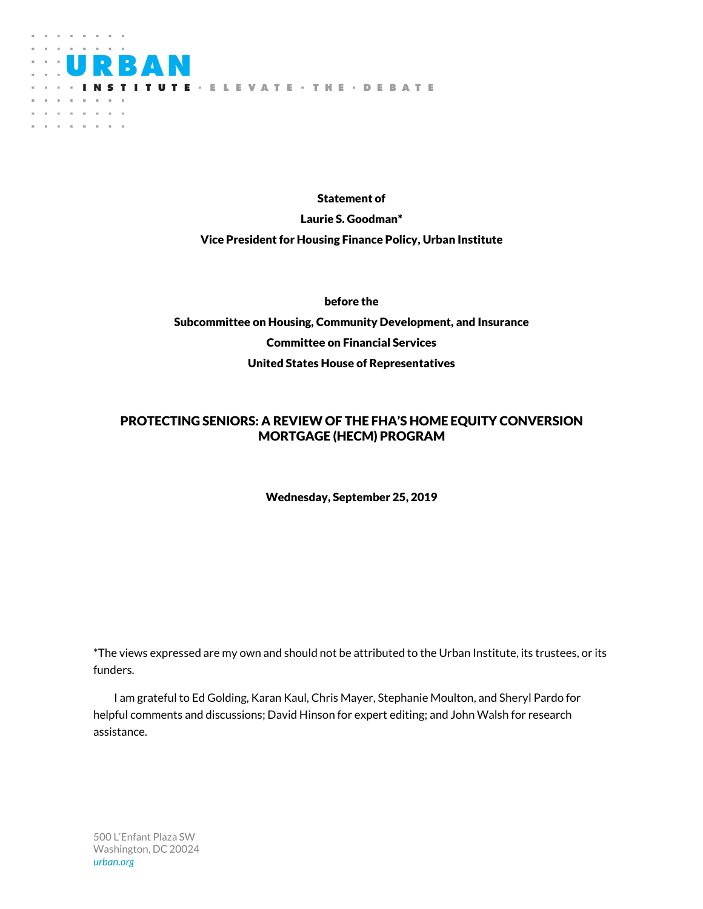URBAN INSTITUTE · ELEVATE · THE · DEBATE

**Statement of**

**Laurie S. Goodman***

**Vice President for Housing Finance Policy, Urban Institute**

**before the**

**Subcommittee on Housing, Community Development, and Insurance**

**Committee on Financial Services**

**United States House of Representatives**

# PROTECTING SENIORS: A REVIEW OF THE FHA'S HOME EQUITY CONVERSION MORTGAGE (HECM) PROGRAM

**Wednesday, September 25, 2019**

*The views expressed are my own and should not be attributed to the Urban Institute, its trustees, or its funders.

I am grateful to Ed Golding, Karan Kaul, Chris Mayer, Stephanie Moulton, and Sheryl Pardo for helpful comments and discussions; David Hinson for expert editing; and John Walsh for research assistance.

500 L'Enfant Plaza SW
Washington, DC 20024
*urban.org*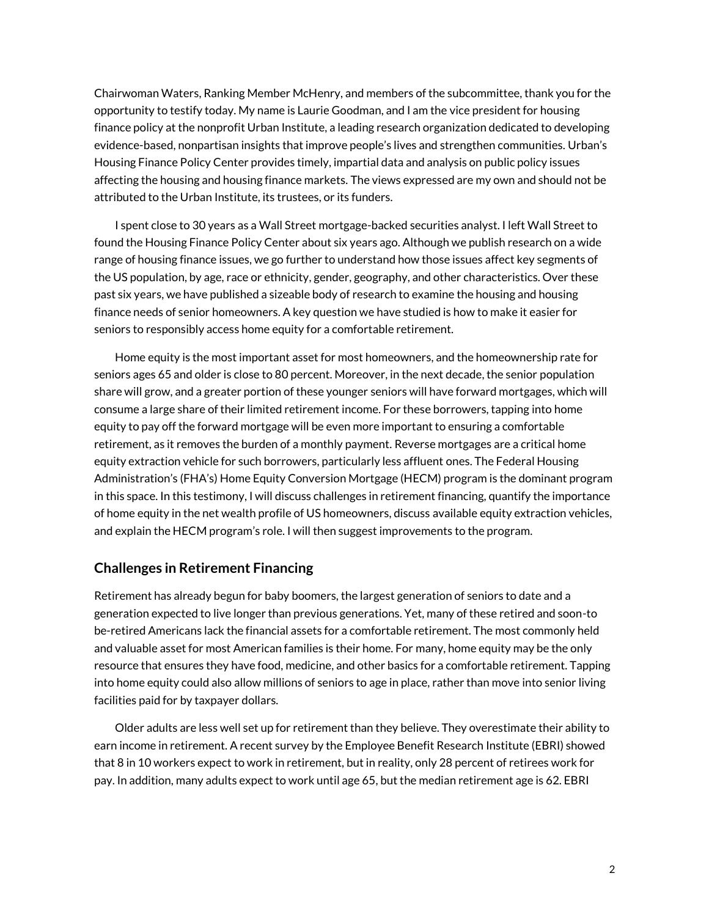Chairwoman Waters, Ranking Member McHenry, and members of the subcommittee, thank you for the opportunity to testify today. My name is Laurie Goodman, and I am the vice president for housing finance policy at the nonprofit Urban Institute, a leading research organization dedicated to developing evidence-based, nonpartisan insights that improve people's lives and strengthen communities. Urban's Housing Finance Policy Center provides timely, impartial data and analysis on public policy issues affecting the housing and housing finance markets. The views expressed are my own and should not be attributed to the Urban Institute, its trustees, or its funders.

I spent close to 30 years as a Wall Street mortgage-backed securities analyst. I left Wall Street to found the Housing Finance Policy Center about six years ago. Although we publish research on a wide range of housing finance issues, we go further to understand how those issues affect key segments of the US population, by age, race or ethnicity, gender, geography, and other characteristics. Over these past six years, we have published a sizeable body of research to examine the housing and housing finance needs of senior homeowners. A key question we have studied is how to make it easier for seniors to responsibly access home equity for a comfortable retirement.

Home equity is the most important asset for most homeowners, and the homeownership rate for seniors ages 65 and older is close to 80 percent. Moreover, in the next decade, the senior population share will grow, and a greater portion of these younger seniors will have forward mortgages, which will consume a large share of their limited retirement income. For these borrowers, tapping into home equity to pay off the forward mortgage will be even more important to ensuring a comfortable retirement, as it removes the burden of a monthly payment. Reverse mortgages are a critical home equity extraction vehicle for such borrowers, particularly less affluent ones. The Federal Housing Administration's (FHA's) Home Equity Conversion Mortgage (HECM) program is the dominant program in this space. In this testimony, I will discuss challenges in retirement financing, quantify the importance of home equity in the net wealth profile of US homeowners, discuss available equity extraction vehicles, and explain the HECM program's role. I will then suggest improvements to the program.

## Challenges in Retirement Financing

Retirement has already begun for baby boomers, the largest generation of seniors to date and a generation expected to live longer than previous generations. Yet, many of these retired and soon-to be-retired Americans lack the financial assets for a comfortable retirement. The most commonly held and valuable asset for most American families is their home. For many, home equity may be the only resource that ensures they have food, medicine, and other basics for a comfortable retirement. Tapping into home equity could also allow millions of seniors to age in place, rather than move into senior living facilities paid for by taxpayer dollars.

Older adults are less well set up for retirement than they believe. They overestimate their ability to earn income in retirement. A recent survey by the Employee Benefit Research Institute (EBRI) showed that 8 in 10 workers expect to work in retirement, but in reality, only 28 percent of retirees work for pay. In addition, many adults expect to work until age 65, but the median retirement age is 62. EBRI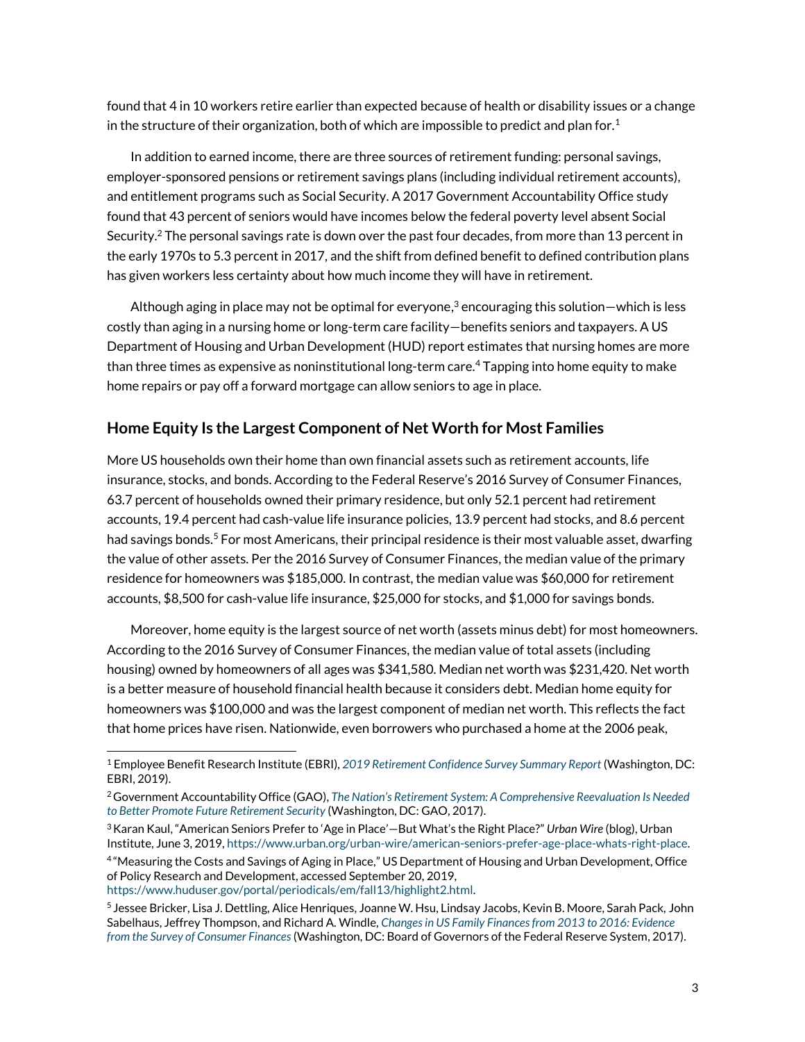found that 4 in 10 workers retire earlier than expected because of health or disability issues or a change in the structure of their organization, both of which are impossible to predict and plan for.[1]

In addition to earned income, there are three sources of retirement funding: personal savings, employer-sponsored pensions or retirement savings plans (including individual retirement accounts), and entitlement programs such as Social Security. A 2017 Government Accountability Office study found that 43 percent of seniors would have incomes below the federal poverty level absent Social Security.[2] The personal savings rate is down over the past four decades, from more than 13 percent in the early 1970s to 5.3 percent in 2017, and the shift from defined benefit to defined contribution plans has given workers less certainty about how much income they will have in retirement.

Although aging in place may not be optimal for everyone,[3] encouraging this solution—which is less costly than aging in a nursing home or long-term care facility—benefits seniors and taxpayers. A US Department of Housing and Urban Development (HUD) report estimates that nursing homes are more than three times as expensive as noninstitutional long-term care.[4] Tapping into home equity to make home repairs or pay off a forward mortgage can allow seniors to age in place.

## Home Equity Is the Largest Component of Net Worth for Most Families

More US households own their home than own financial assets such as retirement accounts, life insurance, stocks, and bonds. According to the Federal Reserve's 2016 Survey of Consumer Finances, 63.7 percent of households owned their primary residence, but only 52.1 percent had retirement accounts, 19.4 percent had cash-value life insurance policies, 13.9 percent had stocks, and 8.6 percent had savings bonds.[5] For most Americans, their principal residence is their most valuable asset, dwarfing the value of other assets. Per the 2016 Survey of Consumer Finances, the median value of the primary residence for homeowners was $185,000. In contrast, the median value was $60,000 for retirement accounts, $8,500 for cash-value life insurance, $25,000 for stocks, and $1,000 for savings bonds.

Moreover, home equity is the largest source of net worth (assets minus debt) for most homeowners. According to the 2016 Survey of Consumer Finances, the median value of total assets (including housing) owned by homeowners of all ages was $341,580. Median net worth was $231,420. Net worth is a better measure of household financial health because it considers debt. Median home equity for homeowners was $100,000 and was the largest component of median net worth. This reflects the fact that home prices have risen. Nationwide, even borrowers who purchased a home at the 2006 peak,

---

[1] Employee Benefit Research Institute (EBRI), *2019 Retirement Confidence Survey Summary Report* (Washington, DC: EBRI, 2019).

[2] Government Accountability Office (GAO), *The Nation's Retirement System: A Comprehensive Reevaluation Is Needed to Better Promote Future Retirement Security* (Washington, DC: GAO, 2017).

[3] Karan Kaul, "American Seniors Prefer to 'Age in Place'—But What's the Right Place?" *Urban Wire* (blog), Urban Institute, June 3, 2019, https://www.urban.org/urban-wire/american-seniors-prefer-age-place-whats-right-place.

[4] "Measuring the Costs and Savings of Aging in Place," US Department of Housing and Urban Development, Office of Policy Research and Development, accessed September 20, 2019, https://www.huduser.gov/portal/periodicals/em/fall13/highlight2.html.

[5] Jessee Bricker, Lisa J. Dettling, Alice Henriques, Joanne W. Hsu, Lindsay Jacobs, Kevin B. Moore, Sarah Pack, John Sabelhaus, Jeffrey Thompson, and Richard A. Windle, *Changes in US Family Finances from 2013 to 2016: Evidence from the Survey of Consumer Finances* (Washington, DC: Board of Governors of the Federal Reserve System, 2017).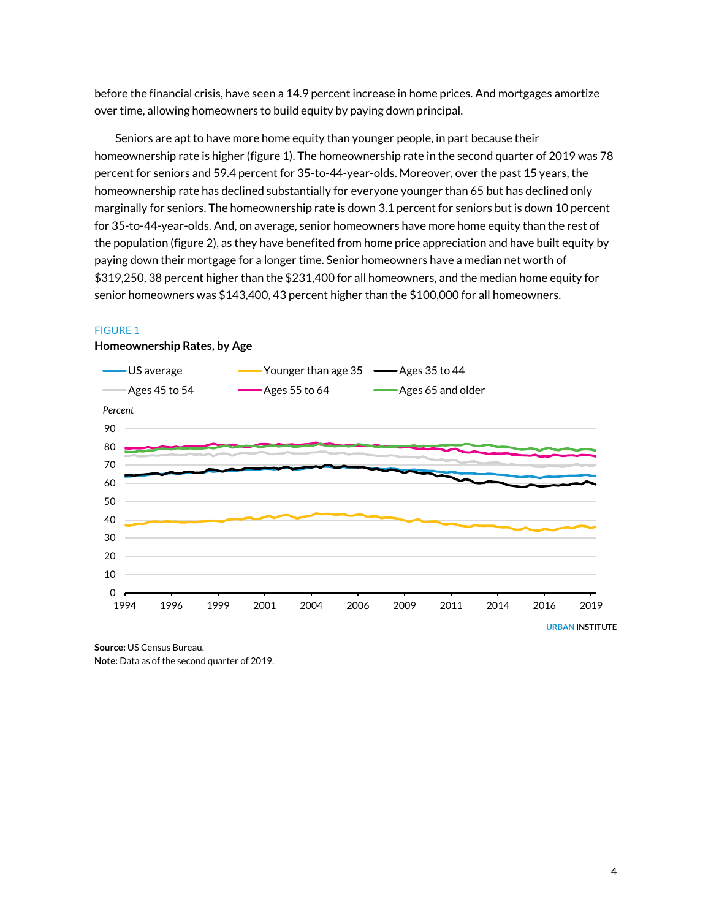before the financial crisis, have seen a 14.9 percent increase in home prices. And mortgages amortize over time, allowing homeowners to build equity by paying down principal.

Seniors are apt to have more home equity than younger people, in part because their homeownership rate is higher (figure 1). The homeownership rate in the second quarter of 2019 was 78 percent for seniors and 59.4 percent for 35-to-44-year-olds. Moreover, over the past 15 years, the homeownership rate has declined substantially for everyone younger than 65 but has declined only marginally for seniors. The homeownership rate is down 3.1 percent for seniors but is down 10 percent for 35-to-44-year-olds. And, on average, senior homeowners have more home equity than the rest of the population (figure 2), as they have benefited from home price appreciation and have built equity by paying down their mortgage for a longer time. Senior homeowners have a median net worth of $319,250, 38 percent higher than the $231,400 for all homeowners, and the median home equity for senior homeowners was $143,400, 43 percent higher than the $100,000 for all homeowners.

FIGURE 1

**Homeownership Rates, by Age**

US average | Younger than age 35 | Ages 35 to 44 | Ages 45 to 54 | Ages 55 to 64 | Ages 65 and older

*Percent*

URBAN INSTITUTE

**Source:** US Census Bureau.
**Note:** Data as of the second quarter of 2019.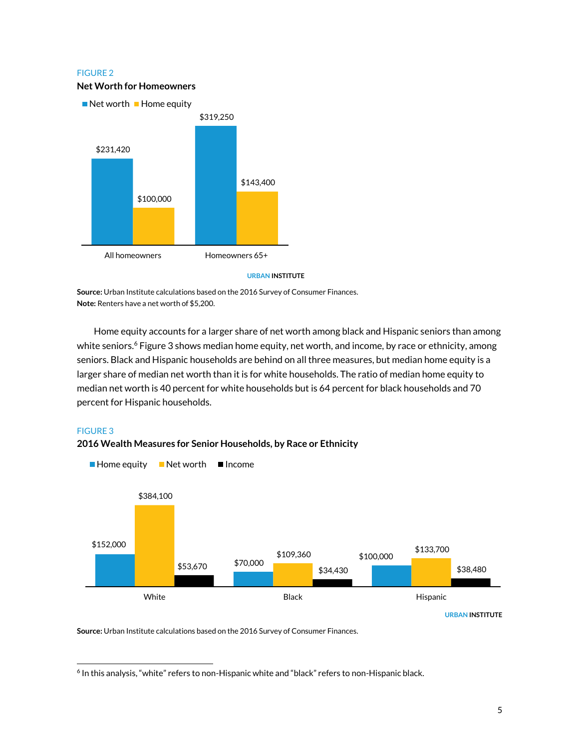FIGURE 2

**Net Worth for Homeowners**

| | Net worth | Home equity |
|---|---|---|
| All homeowners | $231,420 | $100,000 |
| Homeowners 65+ | $319,250 | $143,400 |

URBAN INSTITUTE

**Source:** Urban Institute calculations based on the 2016 Survey of Consumer Finances.
**Note:** Renters have a net worth of $5,200.

Home equity accounts for a larger share of net worth among black and Hispanic seniors than among white seniors.[6] Figure 3 shows median home equity, net worth, and income, by race or ethnicity, among seniors. Black and Hispanic households are behind on all three measures, but median home equity is a larger share of median net worth than it is for white households. The ratio of median home equity to median net worth is 40 percent for white households but is 64 percent for black households and 70 percent for Hispanic households.

FIGURE 3

**2016 Wealth Measures for Senior Households, by Race or Ethnicity**

| | Home equity | Net worth | Income |
|---|---|---|---|
| White | $152,000 | $384,100 | $53,670 |
| Black | $70,000 | $109,360 | $34,430 |
| Hispanic | $100,000 | $133,700 | $38,480 |

URBAN INSTITUTE

**Source:** Urban Institute calculations based on the 2016 Survey of Consumer Finances.

[6] In this analysis, "white" refers to non-Hispanic white and "black" refers to non-Hispanic black.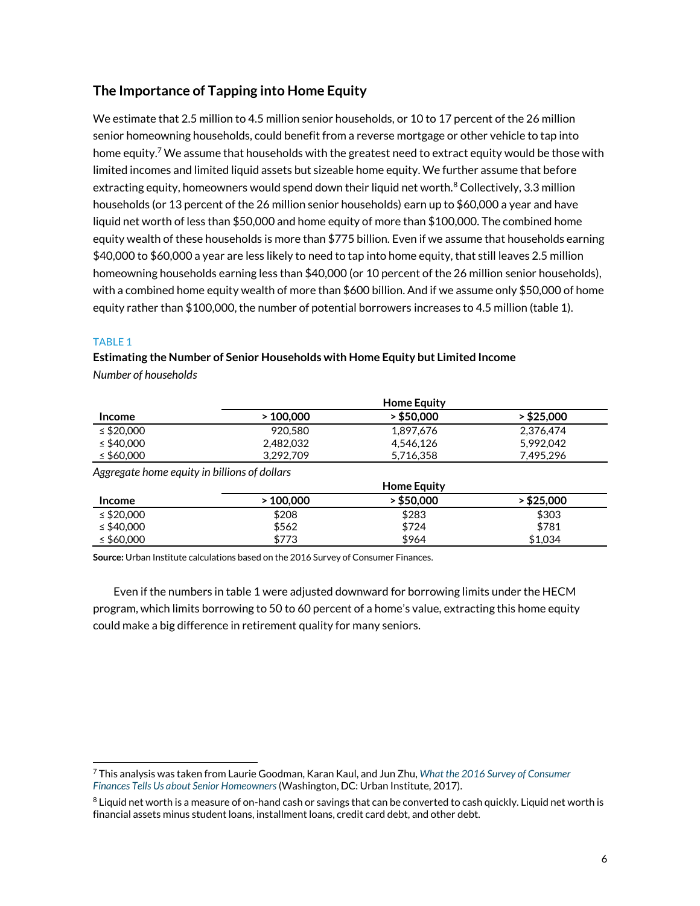## The Importance of Tapping into Home Equity

We estimate that 2.5 million to 4.5 million senior households, or 10 to 17 percent of the 26 million senior homeowning households, could benefit from a reverse mortgage or other vehicle to tap into home equity.[7] We assume that households with the greatest need to extract equity would be those with limited incomes and limited liquid assets but sizeable home equity. We further assume that before extracting equity, homeowners would spend down their liquid net worth.[8] Collectively, 3.3 million households (or 13 percent of the 26 million senior households) earn up to $60,000 a year and have liquid net worth of less than $50,000 and home equity of more than $100,000. The combined home equity wealth of these households is more than $775 billion. Even if we assume that households earning $40,000 to $60,000 a year are less likely to need to tap into home equity, that still leaves 2.5 million homeowning households earning less than $40,000 (or 10 percent of the 26 million senior households), with a combined home equity wealth of more than $600 billion. And if we assume only $50,000 of home equity rather than $100,000, the number of potential borrowers increases to 4.5 million (table 1).

TABLE 1

**Estimating the Number of Senior Households with Home Equity but Limited Income**

*Number of households*

| | Home Equity | | |
|---|---|---|---|
| **Income** | **> 100,000** | **> $50,000** | **> $25,000** |
| ≤ $20,000 | 920,580 | 1,897,676 | 2,376,474 |
| ≤ $40,000 | 2,482,032 | 4,546,126 | 5,992,042 |
| ≤ $60,000 | 3,292,709 | 5,716,358 | 7,495,296 |

*Aggregate home equity in billions of dollars*

| | Home Equity | | |
|---|---|---|---|
| **Income** | **> 100,000** | **> $50,000** | **> $25,000** |
| ≤ $20,000 | $208 | $283 | $303 |
| ≤ $40,000 | $562 | $724 | $781 |
| ≤ $60,000 | $773 | $964 | $1,034 |

**Source:** Urban Institute calculations based on the 2016 Survey of Consumer Finances.

Even if the numbers in table 1 were adjusted downward for borrowing limits under the HECM program, which limits borrowing to 50 to 60 percent of a home's value, extracting this home equity could make a big difference in retirement quality for many seniors.

[7] This analysis was taken from Laurie Goodman, Karan Kaul, and Jun Zhu, *What the 2016 Survey of Consumer Finances Tells Us about Senior Homeowners* (Washington, DC: Urban Institute, 2017).

[8] Liquid net worth is a measure of on-hand cash or savings that can be converted to cash quickly. Liquid net worth is financial assets minus student loans, installment loans, credit card debt, and other debt.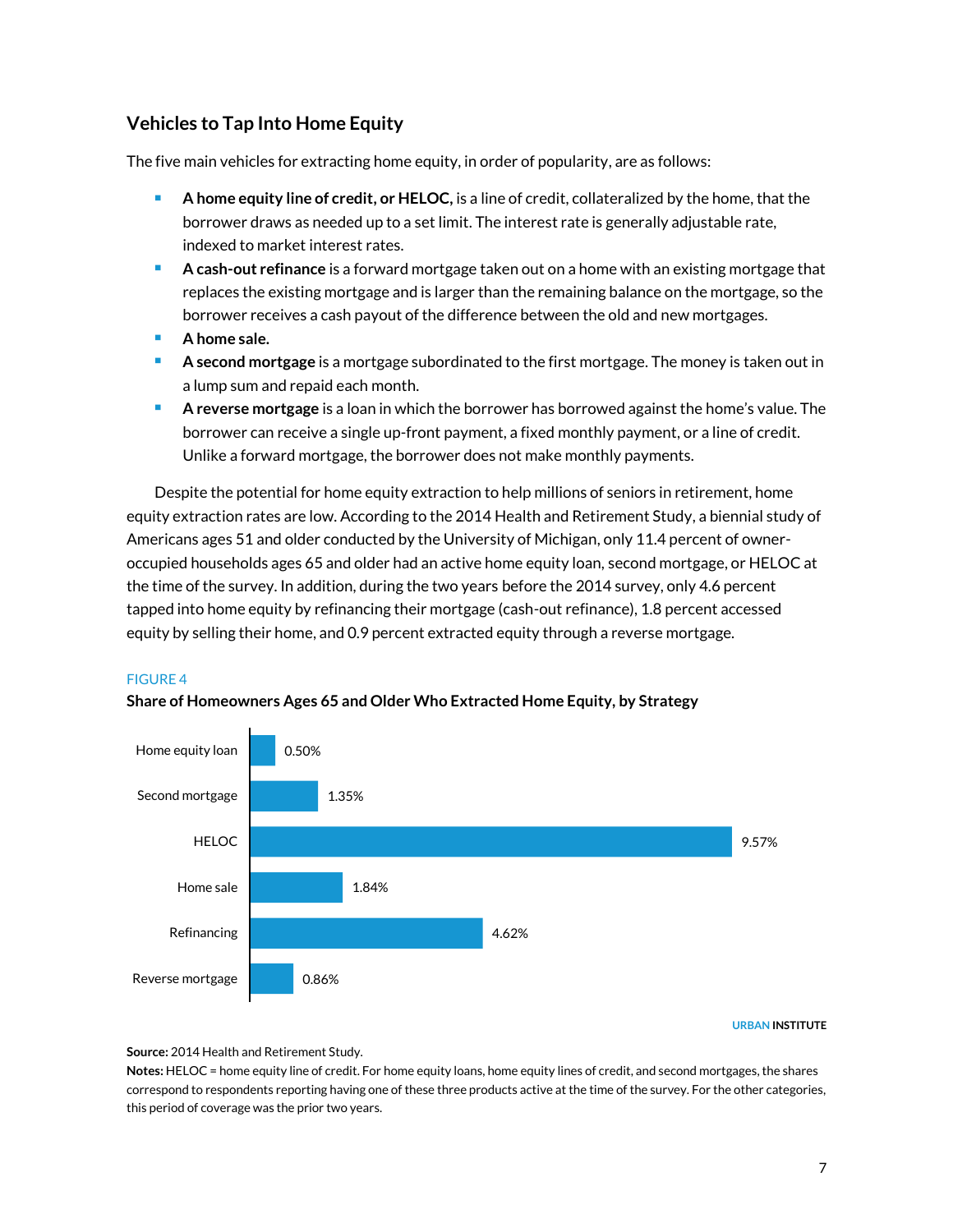## Vehicles to Tap Into Home Equity

The five main vehicles for extracting home equity, in order of popularity, are as follows:

- **A home equity line of credit, or HELOC,** is a line of credit, collateralized by the home, that the borrower draws as needed up to a set limit. The interest rate is generally adjustable rate, indexed to market interest rates.
- **A cash-out refinance** is a forward mortgage taken out on a home with an existing mortgage that replaces the existing mortgage and is larger than the remaining balance on the mortgage, so the borrower receives a cash payout of the difference between the old and new mortgages.
- **A home sale.**
- **A second mortgage** is a mortgage subordinated to the first mortgage. The money is taken out in a lump sum and repaid each month.
- **A reverse mortgage** is a loan in which the borrower has borrowed against the home's value. The borrower can receive a single up-front payment, a fixed monthly payment, or a line of credit. Unlike a forward mortgage, the borrower does not make monthly payments.

Despite the potential for home equity extraction to help millions of seniors in retirement, home equity extraction rates are low. According to the 2014 Health and Retirement Study, a biennial study of Americans ages 51 and older conducted by the University of Michigan, only 11.4 percent of owner-occupied households ages 65 and older had an active home equity loan, second mortgage, or HELOC at the time of the survey. In addition, during the two years before the 2014 survey, only 4.6 percent tapped into home equity by refinancing their mortgage (cash-out refinance), 1.8 percent accessed equity by selling their home, and 0.9 percent extracted equity through a reverse mortgage.

FIGURE 4

**Share of Homeowners Ages 65 and Older Who Extracted Home Equity, by Strategy**

| Strategy | Share |
|---|---|
| Home equity loan | 0.50% |
| Second mortgage | 1.35% |
| HELOC | 9.57% |
| Home sale | 1.84% |
| Refinancing | 4.62% |
| Reverse mortgage | 0.86% |

URBAN INSTITUTE

**Source:** 2014 Health and Retirement Study.
**Notes:** HELOC = home equity line of credit. For home equity loans, home equity lines of credit, and second mortgages, the shares correspond to respondents reporting having one of these three products active at the time of the survey. For the other categories, this period of coverage was the prior two years.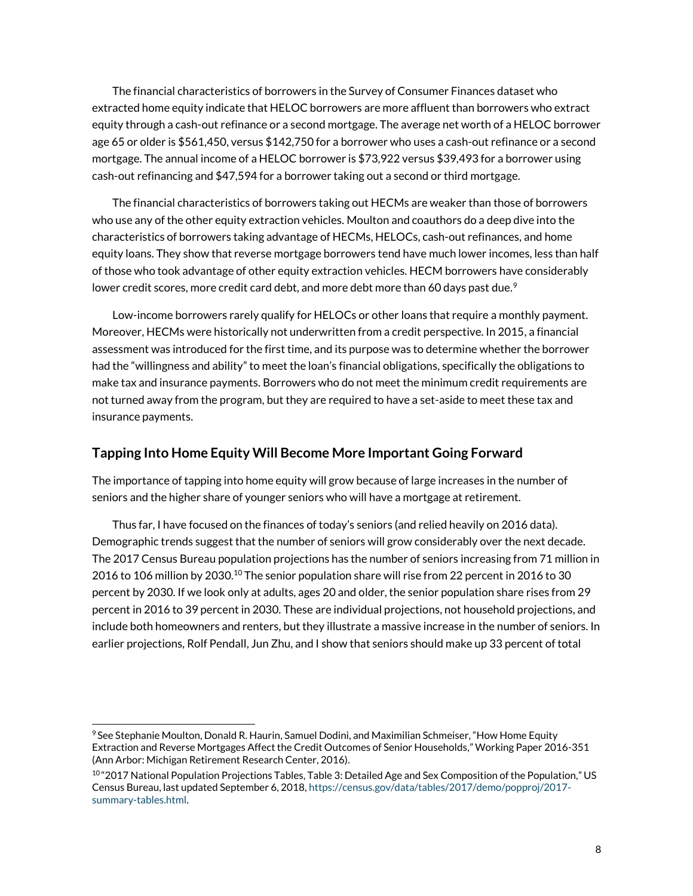The financial characteristics of borrowers in the Survey of Consumer Finances dataset who extracted home equity indicate that HELOC borrowers are more affluent than borrowers who extract equity through a cash-out refinance or a second mortgage. The average net worth of a HELOC borrower age 65 or older is $561,450, versus $142,750 for a borrower who uses a cash-out refinance or a second mortgage. The annual income of a HELOC borrower is $73,922 versus $39,493 for a borrower using cash-out refinancing and $47,594 for a borrower taking out a second or third mortgage.

The financial characteristics of borrowers taking out HECMs are weaker than those of borrowers who use any of the other equity extraction vehicles. Moulton and coauthors do a deep dive into the characteristics of borrowers taking advantage of HECMs, HELOCs, cash-out refinances, and home equity loans. They show that reverse mortgage borrowers tend have much lower incomes, less than half of those who took advantage of other equity extraction vehicles. HECM borrowers have considerably lower credit scores, more credit card debt, and more debt more than 60 days past due.[9]

Low-income borrowers rarely qualify for HELOCs or other loans that require a monthly payment. Moreover, HECMs were historically not underwritten from a credit perspective. In 2015, a financial assessment was introduced for the first time, and its purpose was to determine whether the borrower had the "willingness and ability" to meet the loan's financial obligations, specifically the obligations to make tax and insurance payments. Borrowers who do not meet the minimum credit requirements are not turned away from the program, but they are required to have a set-aside to meet these tax and insurance payments.

## Tapping Into Home Equity Will Become More Important Going Forward

The importance of tapping into home equity will grow because of large increases in the number of seniors and the higher share of younger seniors who will have a mortgage at retirement.

Thus far, I have focused on the finances of today's seniors (and relied heavily on 2016 data). Demographic trends suggest that the number of seniors will grow considerably over the next decade. The 2017 Census Bureau population projections has the number of seniors increasing from 71 million in 2016 to 106 million by 2030.[10] The senior population share will rise from 22 percent in 2016 to 30 percent by 2030. If we look only at adults, ages 20 and older, the senior population share rises from 29 percent in 2016 to 39 percent in 2030. These are individual projections, not household projections, and include both homeowners and renters, but they illustrate a massive increase in the number of seniors. In earlier projections, Rolf Pendall, Jun Zhu, and I show that seniors should make up 33 percent of total

[9] See Stephanie Moulton, Donald R. Haurin, Samuel Dodini, and Maximilian Schmeiser, "How Home Equity Extraction and Reverse Mortgages Affect the Credit Outcomes of Senior Households," Working Paper 2016-351 (Ann Arbor: Michigan Retirement Research Center, 2016).

[10] "2017 National Population Projections Tables, Table 3: Detailed Age and Sex Composition of the Population," US Census Bureau, last updated September 6, 2018, https://census.gov/data/tables/2017/demo/popproj/2017-summary-tables.html.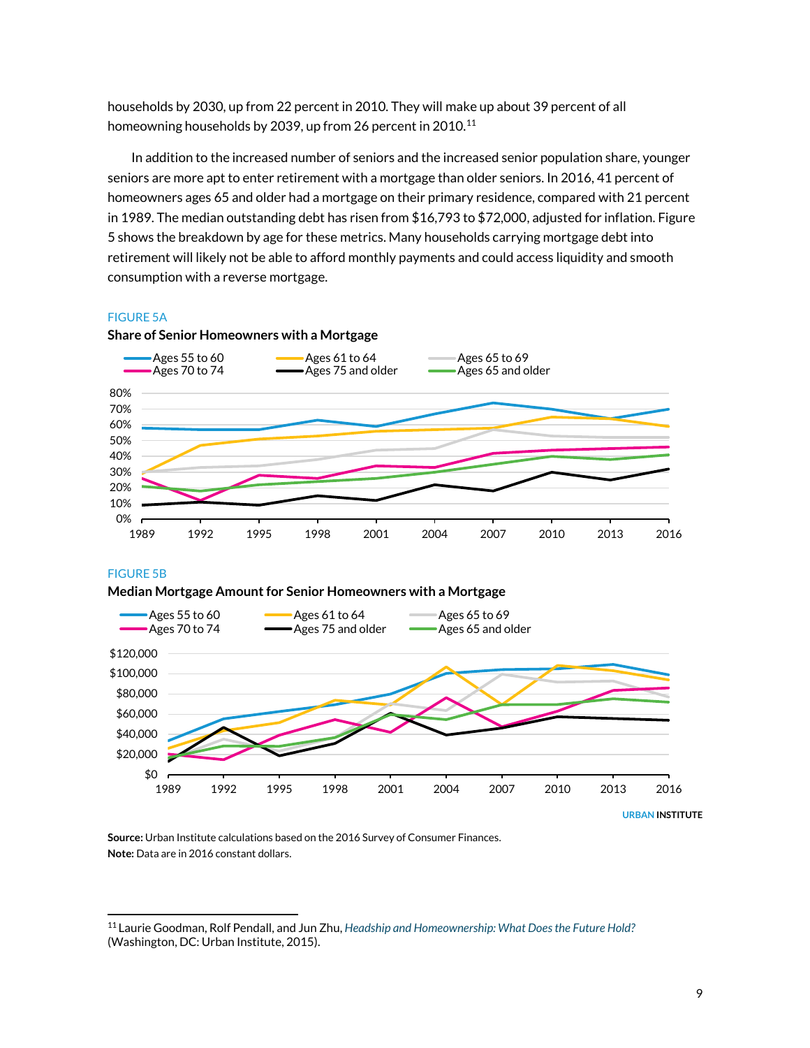households by 2030, up from 22 percent in 2010. They will make up about 39 percent of all homeowning households by 2039, up from 26 percent in 2010.[11]

In addition to the increased number of seniors and the increased senior population share, younger seniors are more apt to enter retirement with a mortgage than older seniors. In 2016, 41 percent of homeowners ages 65 and older had a mortgage on their primary residence, compared with 21 percent in 1989. The median outstanding debt has risen from $16,793 to $72,000, adjusted for inflation. Figure 5 shows the breakdown by age for these metrics. Many households carrying mortgage debt into retirement will likely not be able to afford monthly payments and could access liquidity and smooth consumption with a reverse mortgage.

FIGURE 5A

**Share of Senior Homeowners with a Mortgage**

FIGURE 5B

**Median Mortgage Amount for Senior Homeowners with a Mortgage**

URBAN INSTITUTE

**Source:** Urban Institute calculations based on the 2016 Survey of Consumer Finances.
**Note:** Data are in 2016 constant dollars.

[11] Laurie Goodman, Rolf Pendall, and Jun Zhu, *Headship and Homeownership: What Does the Future Hold?* (Washington, DC: Urban Institute, 2015).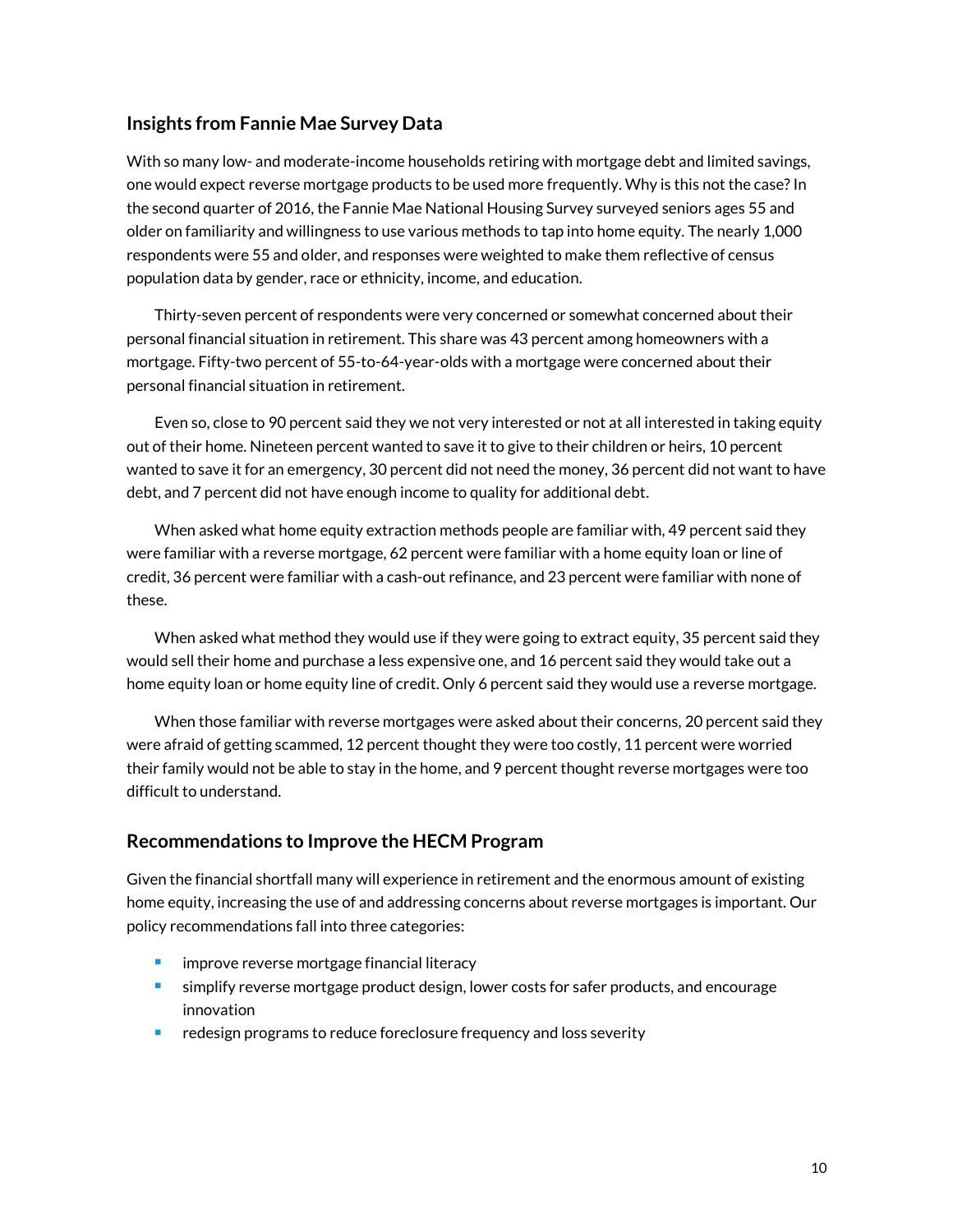## Insights from Fannie Mae Survey Data

With so many low- and moderate-income households retiring with mortgage debt and limited savings, one would expect reverse mortgage products to be used more frequently. Why is this not the case? In the second quarter of 2016, the Fannie Mae National Housing Survey surveyed seniors ages 55 and older on familiarity and willingness to use various methods to tap into home equity. The nearly 1,000 respondents were 55 and older, and responses were weighted to make them reflective of census population data by gender, race or ethnicity, income, and education.

Thirty-seven percent of respondents were very concerned or somewhat concerned about their personal financial situation in retirement. This share was 43 percent among homeowners with a mortgage. Fifty-two percent of 55-to-64-year-olds with a mortgage were concerned about their personal financial situation in retirement.

Even so, close to 90 percent said they we not very interested or not at all interested in taking equity out of their home. Nineteen percent wanted to save it to give to their children or heirs, 10 percent wanted to save it for an emergency, 30 percent did not need the money, 36 percent did not want to have debt, and 7 percent did not have enough income to quality for additional debt.

When asked what home equity extraction methods people are familiar with, 49 percent said they were familiar with a reverse mortgage, 62 percent were familiar with a home equity loan or line of credit, 36 percent were familiar with a cash-out refinance, and 23 percent were familiar with none of these.

When asked what method they would use if they were going to extract equity, 35 percent said they would sell their home and purchase a less expensive one, and 16 percent said they would take out a home equity loan or home equity line of credit. Only 6 percent said they would use a reverse mortgage.

When those familiar with reverse mortgages were asked about their concerns, 20 percent said they were afraid of getting scammed, 12 percent thought they were too costly, 11 percent were worried their family would not be able to stay in the home, and 9 percent thought reverse mortgages were too difficult to understand.

## Recommendations to Improve the HECM Program

Given the financial shortfall many will experience in retirement and the enormous amount of existing home equity, increasing the use of and addressing concerns about reverse mortgages is important. Our policy recommendations fall into three categories:

- improve reverse mortgage financial literacy
- simplify reverse mortgage product design, lower costs for safer products, and encourage innovation
- redesign programs to reduce foreclosure frequency and loss severity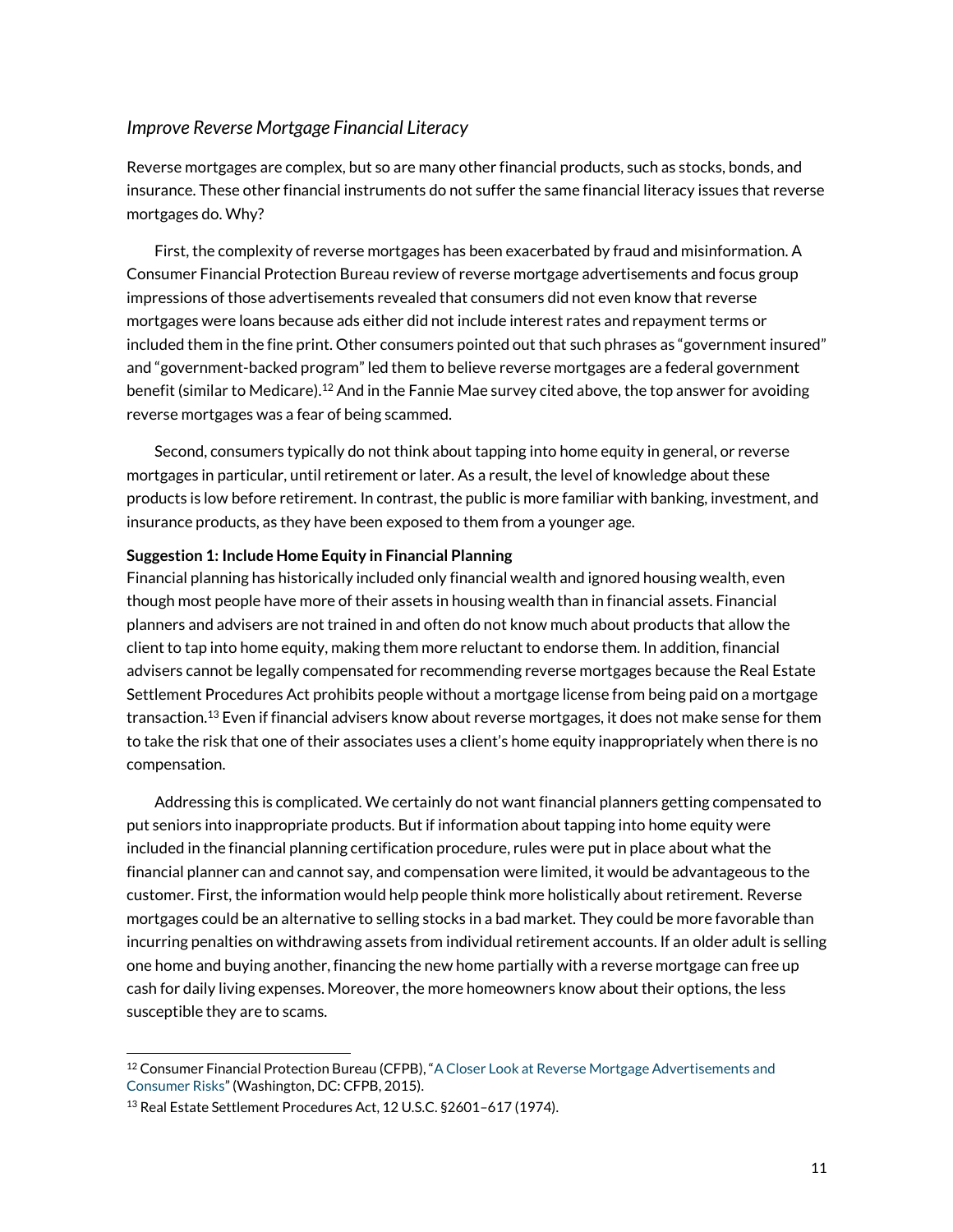### *Improve Reverse Mortgage Financial Literacy*

Reverse mortgages are complex, but so are many other financial products, such as stocks, bonds, and insurance. These other financial instruments do not suffer the same financial literacy issues that reverse mortgages do. Why?

First, the complexity of reverse mortgages has been exacerbated by fraud and misinformation. A Consumer Financial Protection Bureau review of reverse mortgage advertisements and focus group impressions of those advertisements revealed that consumers did not even know that reverse mortgages were loans because ads either did not include interest rates and repayment terms or included them in the fine print. Other consumers pointed out that such phrases as "government insured" and "government-backed program" led them to believe reverse mortgages are a federal government benefit (similar to Medicare).[12] And in the Fannie Mae survey cited above, the top answer for avoiding reverse mortgages was a fear of being scammed.

Second, consumers typically do not think about tapping into home equity in general, or reverse mortgages in particular, until retirement or later. As a result, the level of knowledge about these products is low before retirement. In contrast, the public is more familiar with banking, investment, and insurance products, as they have been exposed to them from a younger age.

**Suggestion 1: Include Home Equity in Financial Planning**

Financial planning has historically included only financial wealth and ignored housing wealth, even though most people have more of their assets in housing wealth than in financial assets. Financial planners and advisers are not trained in and often do not know much about products that allow the client to tap into home equity, making them more reluctant to endorse them. In addition, financial advisers cannot be legally compensated for recommending reverse mortgages because the Real Estate Settlement Procedures Act prohibits people without a mortgage license from being paid on a mortgage transaction.[13] Even if financial advisers know about reverse mortgages, it does not make sense for them to take the risk that one of their associates uses a client's home equity inappropriately when there is no compensation.

Addressing this is complicated. We certainly do not want financial planners getting compensated to put seniors into inappropriate products. But if information about tapping into home equity were included in the financial planning certification procedure, rules were put in place about what the financial planner can and cannot say, and compensation were limited, it would be advantageous to the customer. First, the information would help people think more holistically about retirement. Reverse mortgages could be an alternative to selling stocks in a bad market. They could be more favorable than incurring penalties on withdrawing assets from individual retirement accounts. If an older adult is selling one home and buying another, financing the new home partially with a reverse mortgage can free up cash for daily living expenses. Moreover, the more homeowners know about their options, the less susceptible they are to scams.

---

[12] Consumer Financial Protection Bureau (CFPB), "A Closer Look at Reverse Mortgage Advertisements and Consumer Risks" (Washington, DC: CFPB, 2015).

[13] Real Estate Settlement Procedures Act, 12 U.S.C. §2601–617 (1974).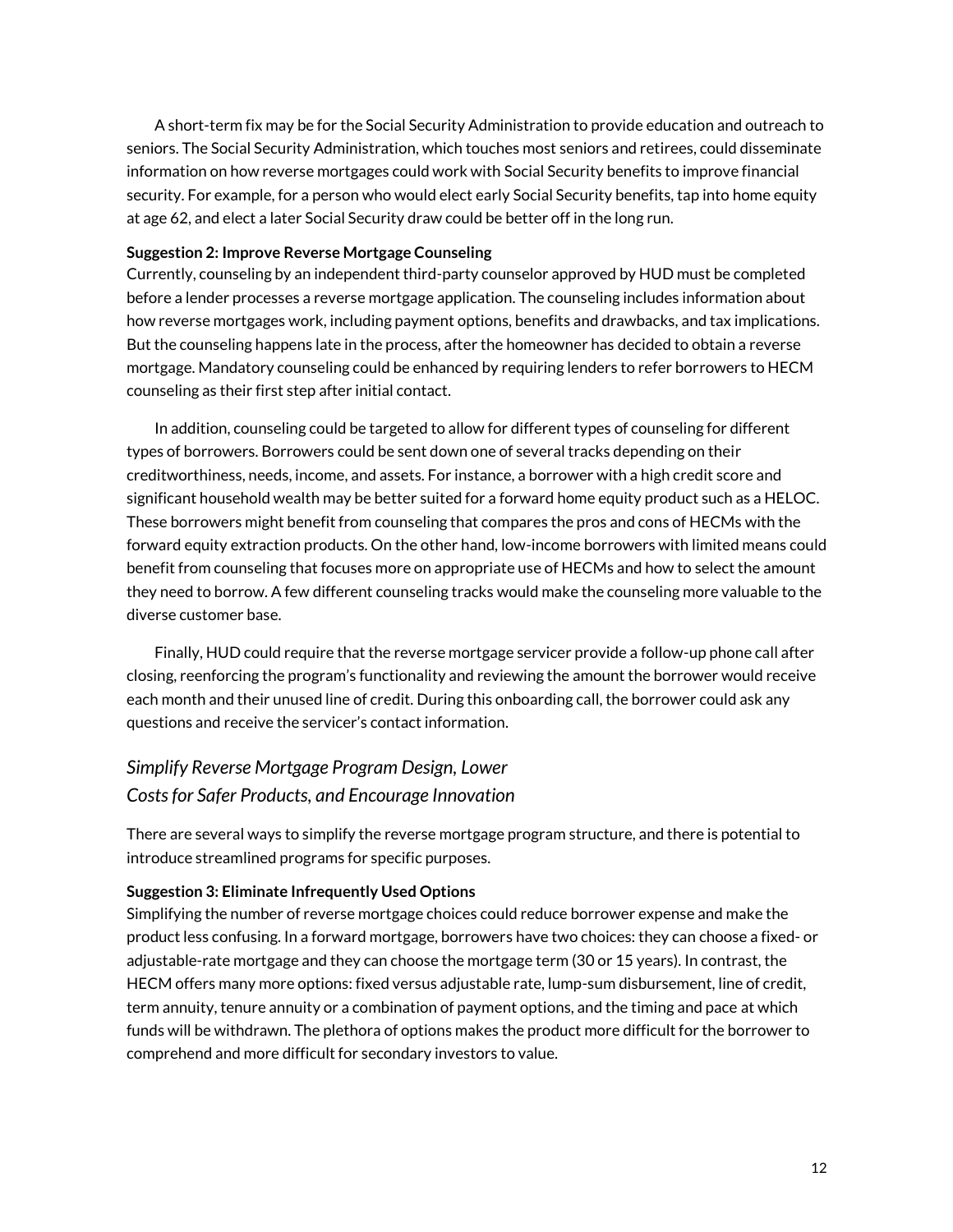A short-term fix may be for the Social Security Administration to provide education and outreach to seniors. The Social Security Administration, which touches most seniors and retirees, could disseminate information on how reverse mortgages could work with Social Security benefits to improve financial security. For example, for a person who would elect early Social Security benefits, tap into home equity at age 62, and elect a later Social Security draw could be better off in the long run.

**Suggestion 2: Improve Reverse Mortgage Counseling**

Currently, counseling by an independent third-party counselor approved by HUD must be completed before a lender processes a reverse mortgage application. The counseling includes information about how reverse mortgages work, including payment options, benefits and drawbacks, and tax implications. But the counseling happens late in the process, after the homeowner has decided to obtain a reverse mortgage. Mandatory counseling could be enhanced by requiring lenders to refer borrowers to HECM counseling as their first step after initial contact.

In addition, counseling could be targeted to allow for different types of counseling for different types of borrowers. Borrowers could be sent down one of several tracks depending on their creditworthiness, needs, income, and assets. For instance, a borrower with a high credit score and significant household wealth may be better suited for a forward home equity product such as a HELOC. These borrowers might benefit from counseling that compares the pros and cons of HECMs with the forward equity extraction products. On the other hand, low-income borrowers with limited means could benefit from counseling that focuses more on appropriate use of HECMs and how to select the amount they need to borrow. A few different counseling tracks would make the counseling more valuable to the diverse customer base.

Finally, HUD could require that the reverse mortgage servicer provide a follow-up phone call after closing, reenforcing the program's functionality and reviewing the amount the borrower would receive each month and their unused line of credit. During this onboarding call, the borrower could ask any questions and receive the servicer's contact information.

## *Simplify Reverse Mortgage Program Design, Lower Costs for Safer Products, and Encourage Innovation*

There are several ways to simplify the reverse mortgage program structure, and there is potential to introduce streamlined programs for specific purposes.

**Suggestion 3: Eliminate Infrequently Used Options**

Simplifying the number of reverse mortgage choices could reduce borrower expense and make the product less confusing. In a forward mortgage, borrowers have two choices: they can choose a fixed- or adjustable-rate mortgage and they can choose the mortgage term (30 or 15 years). In contrast, the HECM offers many more options: fixed versus adjustable rate, lump-sum disbursement, line of credit, term annuity, tenure annuity or a combination of payment options, and the timing and pace at which funds will be withdrawn. The plethora of options makes the product more difficult for the borrower to comprehend and more difficult for secondary investors to value.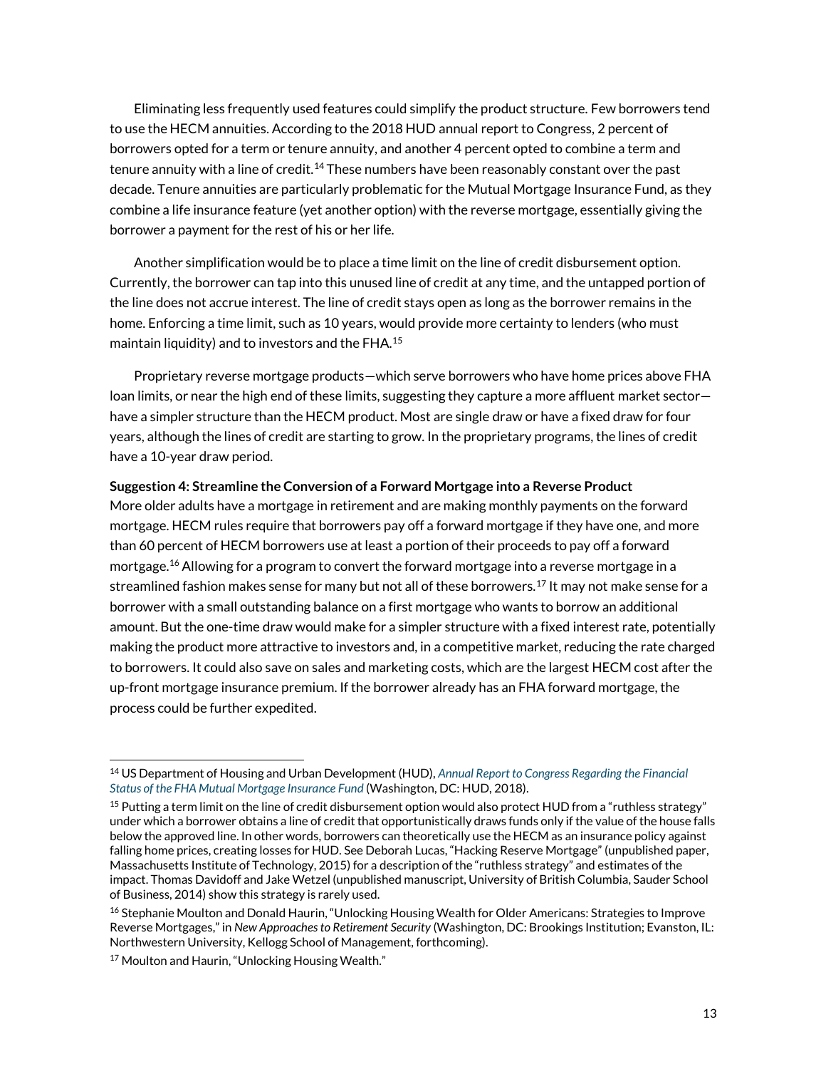Eliminating less frequently used features could simplify the product structure. Few borrowers tend to use the HECM annuities. According to the 2018 HUD annual report to Congress, 2 percent of borrowers opted for a term or tenure annuity, and another 4 percent opted to combine a term and tenure annuity with a line of credit.[14] These numbers have been reasonably constant over the past decade. Tenure annuities are particularly problematic for the Mutual Mortgage Insurance Fund, as they combine a life insurance feature (yet another option) with the reverse mortgage, essentially giving the borrower a payment for the rest of his or her life.

Another simplification would be to place a time limit on the line of credit disbursement option. Currently, the borrower can tap into this unused line of credit at any time, and the untapped portion of the line does not accrue interest. The line of credit stays open as long as the borrower remains in the home. Enforcing a time limit, such as 10 years, would provide more certainty to lenders (who must maintain liquidity) and to investors and the FHA.[15]

Proprietary reverse mortgage products—which serve borrowers who have home prices above FHA loan limits, or near the high end of these limits, suggesting they capture a more affluent market sector—have a simpler structure than the HECM product. Most are single draw or have a fixed draw for four years, although the lines of credit are starting to grow. In the proprietary programs, the lines of credit have a 10-year draw period.

**Suggestion 4: Streamline the Conversion of a Forward Mortgage into a Reverse Product**

More older adults have a mortgage in retirement and are making monthly payments on the forward mortgage. HECM rules require that borrowers pay off a forward mortgage if they have one, and more than 60 percent of HECM borrowers use at least a portion of their proceeds to pay off a forward mortgage.[16] Allowing for a program to convert the forward mortgage into a reverse mortgage in a streamlined fashion makes sense for many but not all of these borrowers.[17] It may not make sense for a borrower with a small outstanding balance on a first mortgage who wants to borrow an additional amount. But the one-time draw would make for a simpler structure with a fixed interest rate, potentially making the product more attractive to investors and, in a competitive market, reducing the rate charged to borrowers. It could also save on sales and marketing costs, which are the largest HECM cost after the up-front mortgage insurance premium. If the borrower already has an FHA forward mortgage, the process could be further expedited.

---

[14] US Department of Housing and Urban Development (HUD), *Annual Report to Congress Regarding the Financial Status of the FHA Mutual Mortgage Insurance Fund* (Washington, DC: HUD, 2018).

[15] Putting a term limit on the line of credit disbursement option would also protect HUD from a "ruthless strategy" under which a borrower obtains a line of credit that opportunistically draws funds only if the value of the house falls below the approved line. In other words, borrowers can theoretically use the HECM as an insurance policy against falling home prices, creating losses for HUD. See Deborah Lucas, "Hacking Reverse Mortgage" (unpublished paper, Massachusetts Institute of Technology, 2015) for a description of the "ruthless strategy" and estimates of the impact. Thomas Davidoff and Jake Wetzel (unpublished manuscript, University of British Columbia, Sauder School of Business, 2014) show this strategy is rarely used.

[16] Stephanie Moulton and Donald Haurin, "Unlocking Housing Wealth for Older Americans: Strategies to Improve Reverse Mortgages," in *New Approaches to Retirement Security* (Washington, DC: Brookings Institution; Evanston, IL: Northwestern University, Kellogg School of Management, forthcoming).

[17] Moulton and Haurin, "Unlocking Housing Wealth."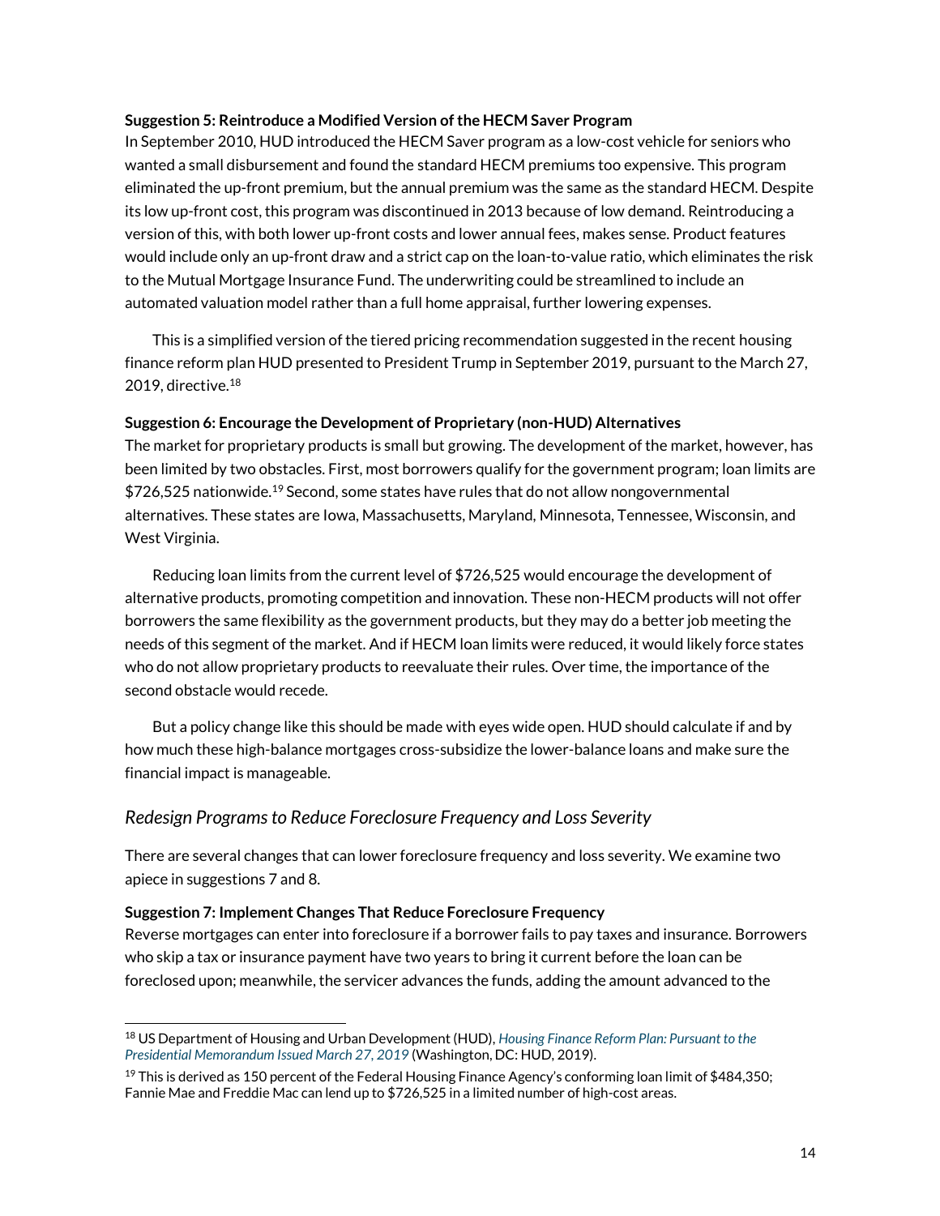**Suggestion 5: Reintroduce a Modified Version of the HECM Saver Program**

In September 2010, HUD introduced the HECM Saver program as a low-cost vehicle for seniors who wanted a small disbursement and found the standard HECM premiums too expensive. This program eliminated the up-front premium, but the annual premium was the same as the standard HECM. Despite its low up-front cost, this program was discontinued in 2013 because of low demand. Reintroducing a version of this, with both lower up-front costs and lower annual fees, makes sense. Product features would include only an up-front draw and a strict cap on the loan-to-value ratio, which eliminates the risk to the Mutual Mortgage Insurance Fund. The underwriting could be streamlined to include an automated valuation model rather than a full home appraisal, further lowering expenses.

This is a simplified version of the tiered pricing recommendation suggested in the recent housing finance reform plan HUD presented to President Trump in September 2019, pursuant to the March 27, 2019, directive.[18]

**Suggestion 6: Encourage the Development of Proprietary (non-HUD) Alternatives**

The market for proprietary products is small but growing. The development of the market, however, has been limited by two obstacles. First, most borrowers qualify for the government program; loan limits are $726,525 nationwide.[19] Second, some states have rules that do not allow nongovernmental alternatives. These states are Iowa, Massachusetts, Maryland, Minnesota, Tennessee, Wisconsin, and West Virginia.

Reducing loan limits from the current level of $726,525 would encourage the development of alternative products, promoting competition and innovation. These non-HECM products will not offer borrowers the same flexibility as the government products, but they may do a better job meeting the needs of this segment of the market. And if HECM loan limits were reduced, it would likely force states who do not allow proprietary products to reevaluate their rules. Over time, the importance of the second obstacle would recede.

But a policy change like this should be made with eyes wide open. HUD should calculate if and by how much these high-balance mortgages cross-subsidize the lower-balance loans and make sure the financial impact is manageable.

### *Redesign Programs to Reduce Foreclosure Frequency and Loss Severity*

There are several changes that can lower foreclosure frequency and loss severity. We examine two apiece in suggestions 7 and 8.

**Suggestion 7: Implement Changes That Reduce Foreclosure Frequency**

Reverse mortgages can enter into foreclosure if a borrower fails to pay taxes and insurance. Borrowers who skip a tax or insurance payment have two years to bring it current before the loan can be foreclosed upon; meanwhile, the servicer advances the funds, adding the amount advanced to the

---

[18] US Department of Housing and Urban Development (HUD), *Housing Finance Reform Plan: Pursuant to the Presidential Memorandum Issued March 27, 2019* (Washington, DC: HUD, 2019).

[19] This is derived as 150 percent of the Federal Housing Finance Agency's conforming loan limit of $484,350; Fannie Mae and Freddie Mac can lend up to $726,525 in a limited number of high-cost areas.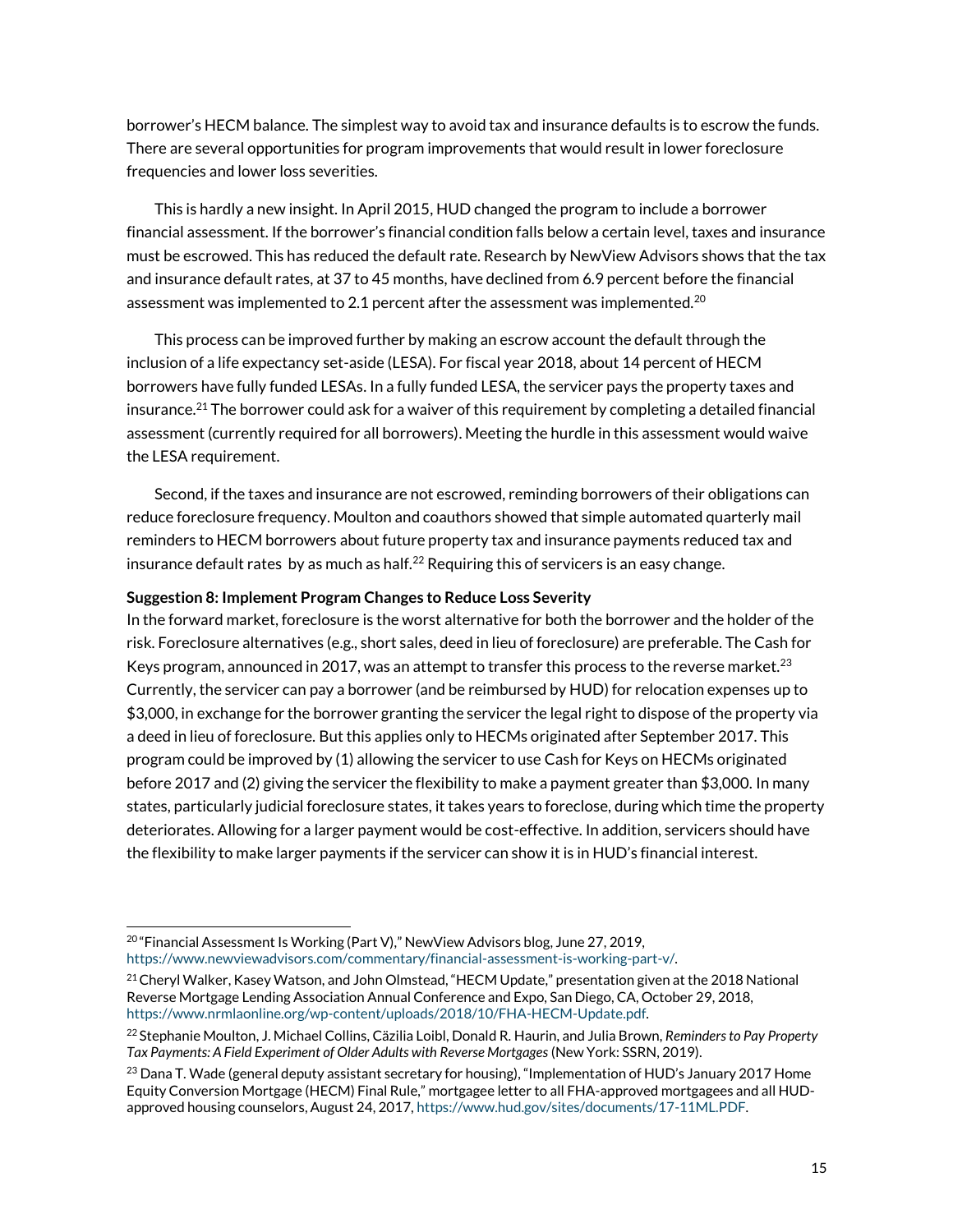borrower's HECM balance. The simplest way to avoid tax and insurance defaults is to escrow the funds. There are several opportunities for program improvements that would result in lower foreclosure frequencies and lower loss severities.

This is hardly a new insight. In April 2015, HUD changed the program to include a borrower financial assessment. If the borrower's financial condition falls below a certain level, taxes and insurance must be escrowed. This has reduced the default rate. Research by NewView Advisors shows that the tax and insurance default rates, at 37 to 45 months, have declined from 6.9 percent before the financial assessment was implemented to 2.1 percent after the assessment was implemented.[20]

This process can be improved further by making an escrow account the default through the inclusion of a life expectancy set-aside (LESA). For fiscal year 2018, about 14 percent of HECM borrowers have fully funded LESAs. In a fully funded LESA, the servicer pays the property taxes and insurance.[21] The borrower could ask for a waiver of this requirement by completing a detailed financial assessment (currently required for all borrowers). Meeting the hurdle in this assessment would waive the LESA requirement.

Second, if the taxes and insurance are not escrowed, reminding borrowers of their obligations can reduce foreclosure frequency. Moulton and coauthors showed that simple automated quarterly mail reminders to HECM borrowers about future property tax and insurance payments reduced tax and insurance default rates by as much as half.[22] Requiring this of servicers is an easy change.

**Suggestion 8: Implement Program Changes to Reduce Loss Severity**

In the forward market, foreclosure is the worst alternative for both the borrower and the holder of the risk. Foreclosure alternatives (e.g., short sales, deed in lieu of foreclosure) are preferable. The Cash for Keys program, announced in 2017, was an attempt to transfer this process to the reverse market.[23] Currently, the servicer can pay a borrower (and be reimbursed by HUD) for relocation expenses up to $3,000, in exchange for the borrower granting the servicer the legal right to dispose of the property via a deed in lieu of foreclosure. But this applies only to HECMs originated after September 2017. This program could be improved by (1) allowing the servicer to use Cash for Keys on HECMs originated before 2017 and (2) giving the servicer the flexibility to make a payment greater than $3,000. In many states, particularly judicial foreclosure states, it takes years to foreclose, during which time the property deteriorates. Allowing for a larger payment would be cost-effective. In addition, servicers should have the flexibility to make larger payments if the servicer can show it is in HUD's financial interest.

---

[20] "Financial Assessment Is Working (Part V)," NewView Advisors blog, June 27, 2019, https://www.newviewadvisors.com/commentary/financial-assessment-is-working-part-v/.

[21] Cheryl Walker, Kasey Watson, and John Olmstead, "HECM Update," presentation given at the 2018 National Reverse Mortgage Lending Association Annual Conference and Expo, San Diego, CA, October 29, 2018, https://www.nrmlaonline.org/wp-content/uploads/2018/10/FHA-HECM-Update.pdf.

[22] Stephanie Moulton, J. Michael Collins, Cäzilia Loibl, Donald R. Haurin, and Julia Brown, *Reminders to Pay Property Tax Payments: A Field Experiment of Older Adults with Reverse Mortgages* (New York: SSRN, 2019).

[23] Dana T. Wade (general deputy assistant secretary for housing), "Implementation of HUD's January 2017 Home Equity Conversion Mortgage (HECM) Final Rule," mortgagee letter to all FHA-approved mortgagees and all HUD-approved housing counselors, August 24, 2017, https://www.hud.gov/sites/documents/17-11ML.PDF.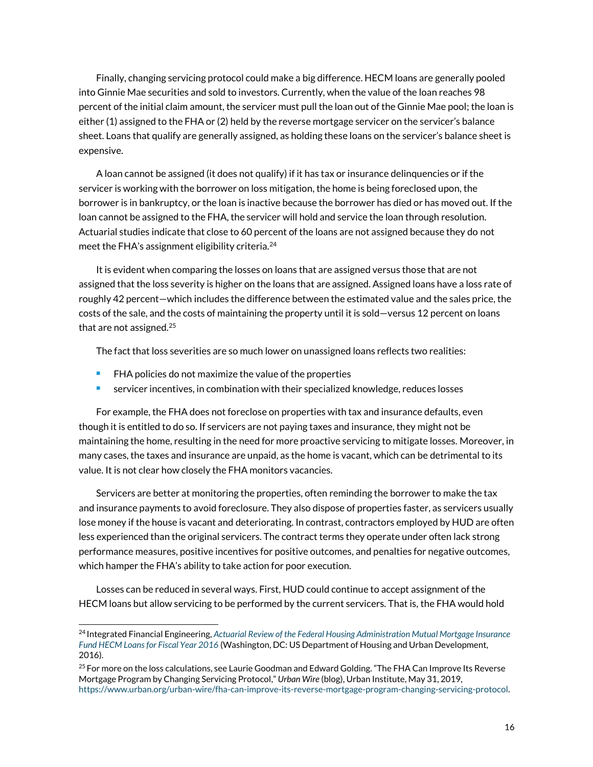Finally, changing servicing protocol could make a big difference. HECM loans are generally pooled into Ginnie Mae securities and sold to investors. Currently, when the value of the loan reaches 98 percent of the initial claim amount, the servicer must pull the loan out of the Ginnie Mae pool; the loan is either (1) assigned to the FHA or (2) held by the reverse mortgage servicer on the servicer's balance sheet. Loans that qualify are generally assigned, as holding these loans on the servicer's balance sheet is expensive.

A loan cannot be assigned (it does not qualify) if it has tax or insurance delinquencies or if the servicer is working with the borrower on loss mitigation, the home is being foreclosed upon, the borrower is in bankruptcy, or the loan is inactive because the borrower has died or has moved out. If the loan cannot be assigned to the FHA, the servicer will hold and service the loan through resolution. Actuarial studies indicate that close to 60 percent of the loans are not assigned because they do not meet the FHA's assignment eligibility criteria.[24]

It is evident when comparing the losses on loans that are assigned versus those that are not assigned that the loss severity is higher on the loans that are assigned. Assigned loans have a loss rate of roughly 42 percent—which includes the difference between the estimated value and the sales price, the costs of the sale, and the costs of maintaining the property until it is sold—versus 12 percent on loans that are not assigned.[25]

The fact that loss severities are so much lower on unassigned loans reflects two realities:

- FHA policies do not maximize the value of the properties
- servicer incentives, in combination with their specialized knowledge, reduces losses

For example, the FHA does not foreclose on properties with tax and insurance defaults, even though it is entitled to do so. If servicers are not paying taxes and insurance, they might not be maintaining the home, resulting in the need for more proactive servicing to mitigate losses. Moreover, in many cases, the taxes and insurance are unpaid, as the home is vacant, which can be detrimental to its value. It is not clear how closely the FHA monitors vacancies.

Servicers are better at monitoring the properties, often reminding the borrower to make the tax and insurance payments to avoid foreclosure. They also dispose of properties faster, as servicers usually lose money if the house is vacant and deteriorating. In contrast, contractors employed by HUD are often less experienced than the original servicers. The contract terms they operate under often lack strong performance measures, positive incentives for positive outcomes, and penalties for negative outcomes, which hamper the FHA's ability to take action for poor execution.

Losses can be reduced in several ways. First, HUD could continue to accept assignment of the HECM loans but allow servicing to be performed by the current servicers. That is, the FHA would hold

---

[24] Integrated Financial Engineering, *Actuarial Review of the Federal Housing Administration Mutual Mortgage Insurance Fund HECM Loans for Fiscal Year 2016* (Washington, DC: US Department of Housing and Urban Development, 2016).

[25] For more on the loss calculations, see Laurie Goodman and Edward Golding. "The FHA Can Improve Its Reverse Mortgage Program by Changing Servicing Protocol," *Urban Wire* (blog), Urban Institute, May 31, 2019, https://www.urban.org/urban-wire/fha-can-improve-its-reverse-mortgage-program-changing-servicing-protocol.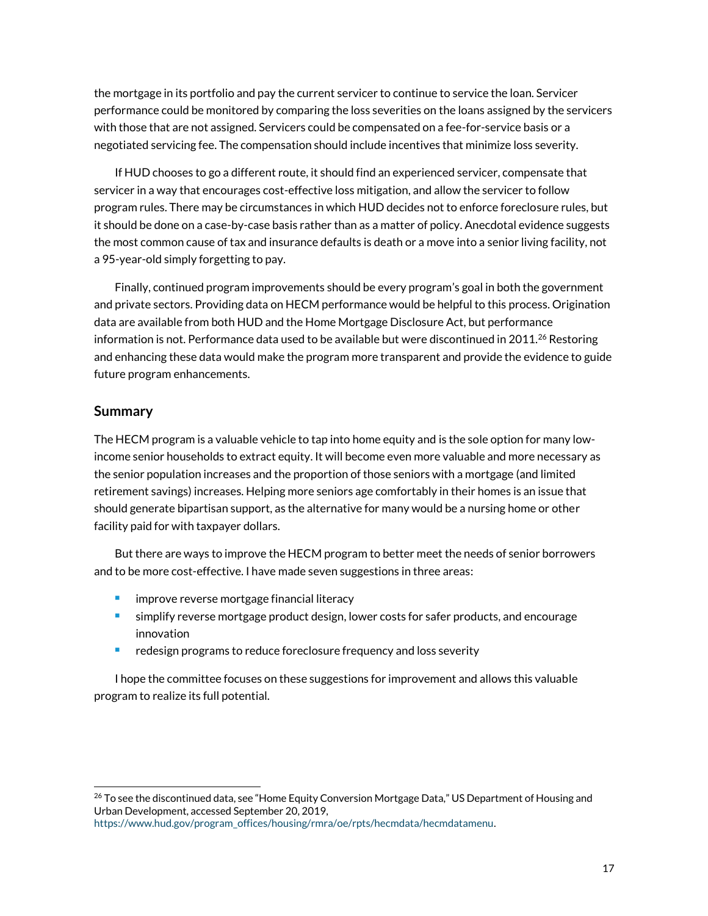the mortgage in its portfolio and pay the current servicer to continue to service the loan. Servicer performance could be monitored by comparing the loss severities on the loans assigned by the servicers with those that are not assigned. Servicers could be compensated on a fee-for-service basis or a negotiated servicing fee. The compensation should include incentives that minimize loss severity.

If HUD chooses to go a different route, it should find an experienced servicer, compensate that servicer in a way that encourages cost-effective loss mitigation, and allow the servicer to follow program rules. There may be circumstances in which HUD decides not to enforce foreclosure rules, but it should be done on a case-by-case basis rather than as a matter of policy. Anecdotal evidence suggests the most common cause of tax and insurance defaults is death or a move into a senior living facility, not a 95-year-old simply forgetting to pay.

Finally, continued program improvements should be every program's goal in both the government and private sectors. Providing data on HECM performance would be helpful to this process. Origination data are available from both HUD and the Home Mortgage Disclosure Act, but performance information is not. Performance data used to be available but were discontinued in 2011.[26] Restoring and enhancing these data would make the program more transparent and provide the evidence to guide future program enhancements.

## Summary

The HECM program is a valuable vehicle to tap into home equity and is the sole option for many low-income senior households to extract equity. It will become even more valuable and more necessary as the senior population increases and the proportion of those seniors with a mortgage (and limited retirement savings) increases. Helping more seniors age comfortably in their homes is an issue that should generate bipartisan support, as the alternative for many would be a nursing home or other facility paid for with taxpayer dollars.

But there are ways to improve the HECM program to better meet the needs of senior borrowers and to be more cost-effective. I have made seven suggestions in three areas:

- improve reverse mortgage financial literacy
- simplify reverse mortgage product design, lower costs for safer products, and encourage innovation
- redesign programs to reduce foreclosure frequency and loss severity

I hope the committee focuses on these suggestions for improvement and allows this valuable program to realize its full potential.

[26] To see the discontinued data, see "Home Equity Conversion Mortgage Data," US Department of Housing and Urban Development, accessed September 20, 2019, https://www.hud.gov/program_offices/housing/rmra/oe/rpts/hecmdata/hecmdatamenu.